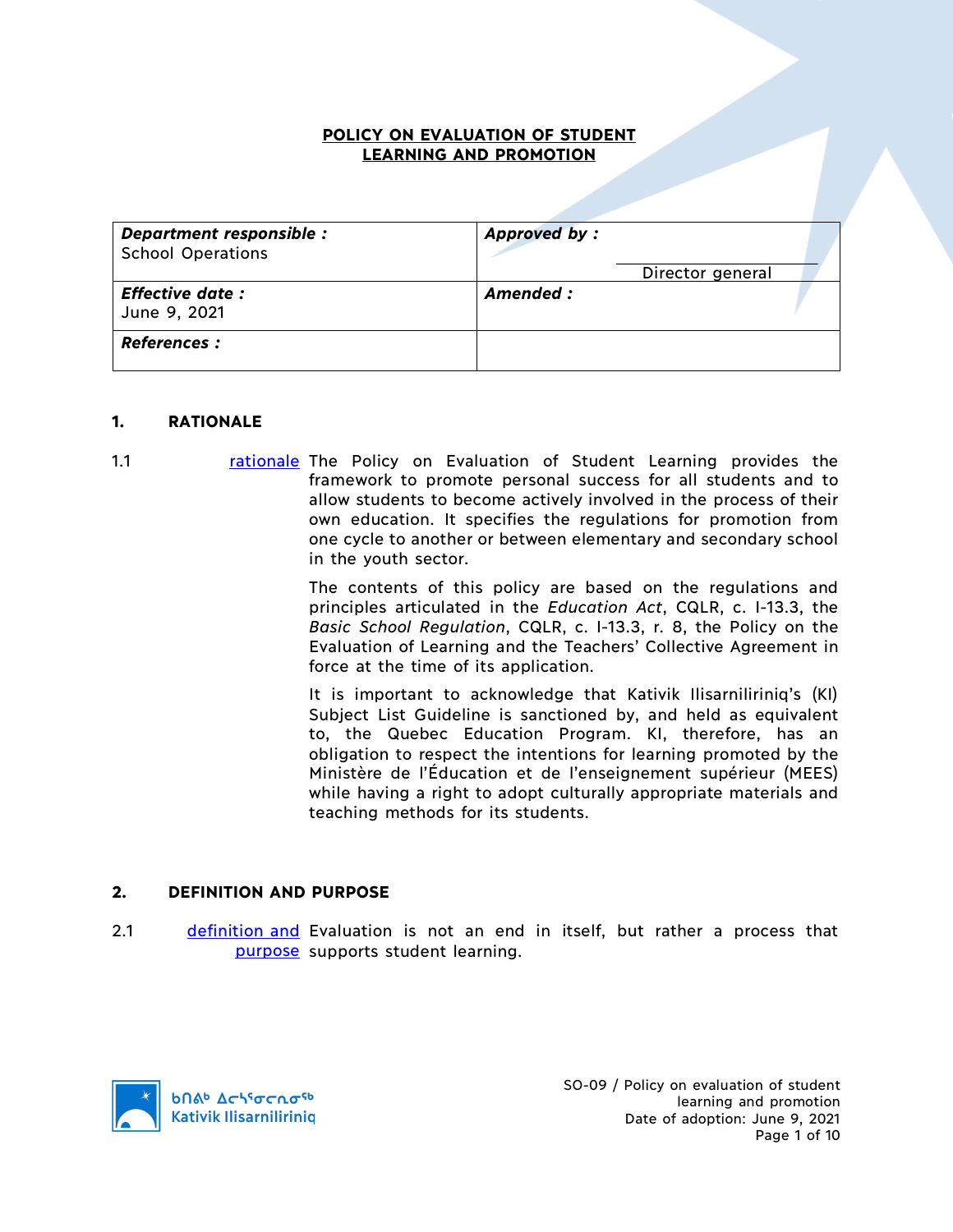# POLICY ON EVALUATION OF STUDENT LEARNING AND PROMOTION

| **Department responsible :** School Operations | **Approved by :** Director general |
|---|---|
| **Effective date :** June 9, 2021 | **Amended :** |
| **References :** | |

## 1. RATIONALE

1.1 rationale The Policy on Evaluation of Student Learning provides the framework to promote personal success for all students and to allow students to become actively involved in the process of their own education. It specifies the regulations for promotion from one cycle to another or between elementary and secondary school in the youth sector.

The contents of this policy are based on the regulations and principles articulated in the *Education Act*, CQLR, c. I-13.3, the *Basic School Regulation*, CQLR, c. I-13.3, r. 8, the Policy on the Evaluation of Learning and the Teachers' Collective Agreement in force at the time of its application.

It is important to acknowledge that Kativik Ilisarniliriniq's (KI) Subject List Guideline is sanctioned by, and held as equivalent to, the Quebec Education Program. KI, therefore, has an obligation to respect the intentions for learning promoted by the Ministère de l'Éducation et de l'enseignement supérieur (MEES) while having a right to adopt culturally appropriate materials and teaching methods for its students.

## 2. DEFINITION AND PURPOSE

2.1 definition and purpose Evaluation is not an end in itself, but rather a process that supports student learning.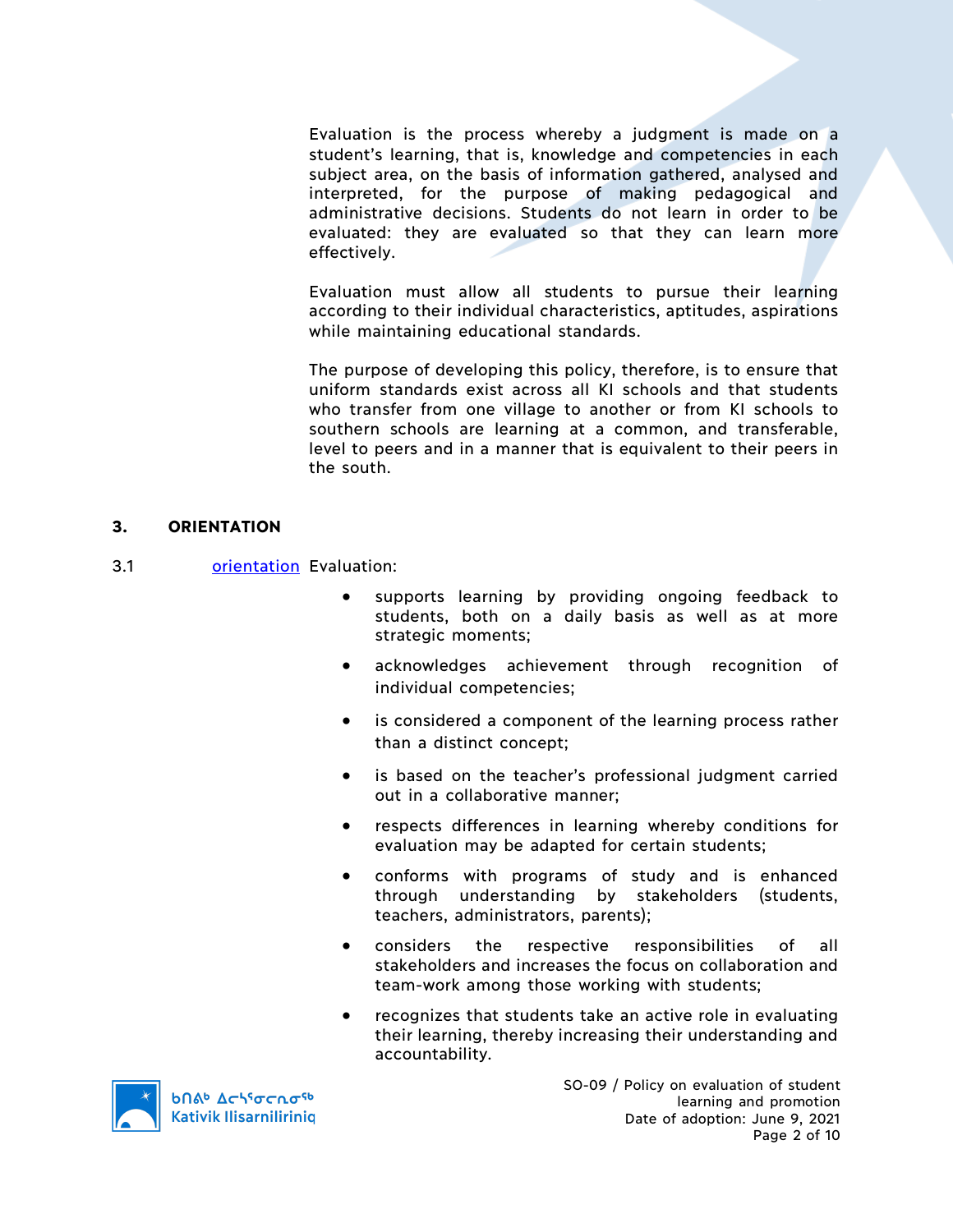Evaluation is the process whereby a judgment is made on a student's learning, that is, knowledge and competencies in each subject area, on the basis of information gathered, analysed and interpreted, for the purpose of making pedagogical and administrative decisions. Students do not learn in order to be evaluated: they are evaluated so that they can learn more effectively.

Evaluation must allow all students to pursue their learning according to their individual characteristics, aptitudes, aspirations while maintaining educational standards.

The purpose of developing this policy, therefore, is to ensure that uniform standards exist across all KI schools and that students who transfer from one village to another or from KI schools to southern schools are learning at a common, and transferable, level to peers and in a manner that is equivalent to their peers in the south.

## 3. ORIENTATION

3.1 orientation Evaluation:

- supports learning by providing ongoing feedback to students, both on a daily basis as well as at more strategic moments;
- acknowledges achievement through recognition of individual competencies;
- is considered a component of the learning process rather than a distinct concept;
- is based on the teacher's professional judgment carried out in a collaborative manner;
- respects differences in learning whereby conditions for evaluation may be adapted for certain students;
- conforms with programs of study and is enhanced through understanding by stakeholders (students, teachers, administrators, parents);
- considers the respective responsibilities of all stakeholders and increases the focus on collaboration and team-work among those working with students;
- recognizes that students take an active role in evaluating their learning, thereby increasing their understanding and accountability.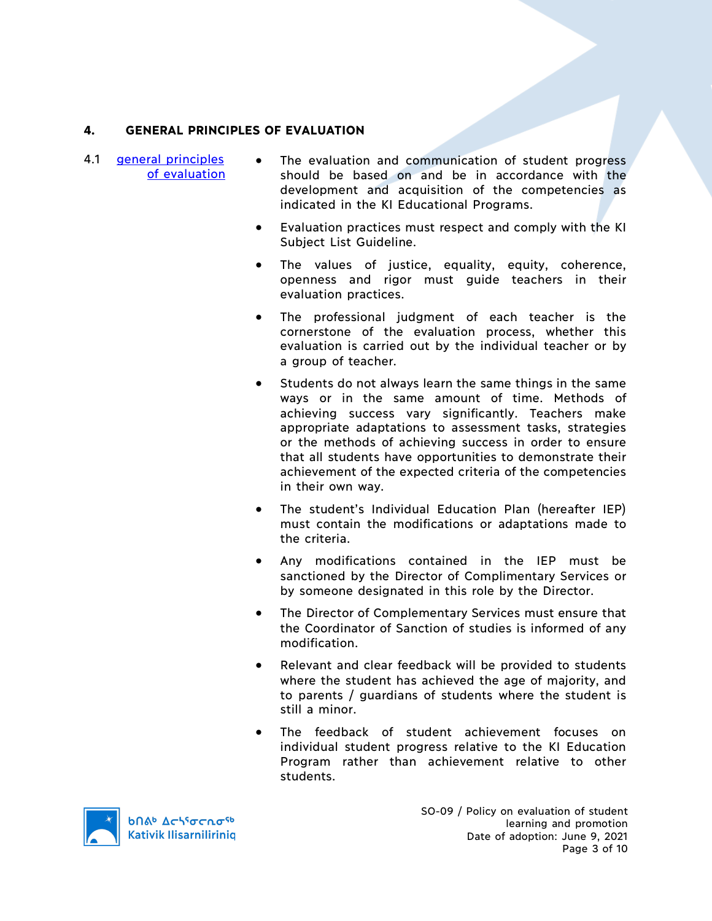## 4. GENERAL PRINCIPLES OF EVALUATION

4.1 general principles of evaluation

- The evaluation and communication of student progress should be based on and be in accordance with the development and acquisition of the competencies as indicated in the KI Educational Programs.
- Evaluation practices must respect and comply with the KI Subject List Guideline.
- The values of justice, equality, equity, coherence, openness and rigor must guide teachers in their evaluation practices.
- The professional judgment of each teacher is the cornerstone of the evaluation process, whether this evaluation is carried out by the individual teacher or by a group of teacher.
- Students do not always learn the same things in the same ways or in the same amount of time. Methods of achieving success vary significantly. Teachers make appropriate adaptations to assessment tasks, strategies or the methods of achieving success in order to ensure that all students have opportunities to demonstrate their achievement of the expected criteria of the competencies in their own way.
- The student's Individual Education Plan (hereafter IEP) must contain the modifications or adaptations made to the criteria.
- Any modifications contained in the IEP must be sanctioned by the Director of Complimentary Services or by someone designated in this role by the Director.
- The Director of Complementary Services must ensure that the Coordinator of Sanction of studies is informed of any modification.
- Relevant and clear feedback will be provided to students where the student has achieved the age of majority, and to parents / guardians of students where the student is still a minor.
- The feedback of student achievement focuses on individual student progress relative to the KI Education Program rather than achievement relative to other students.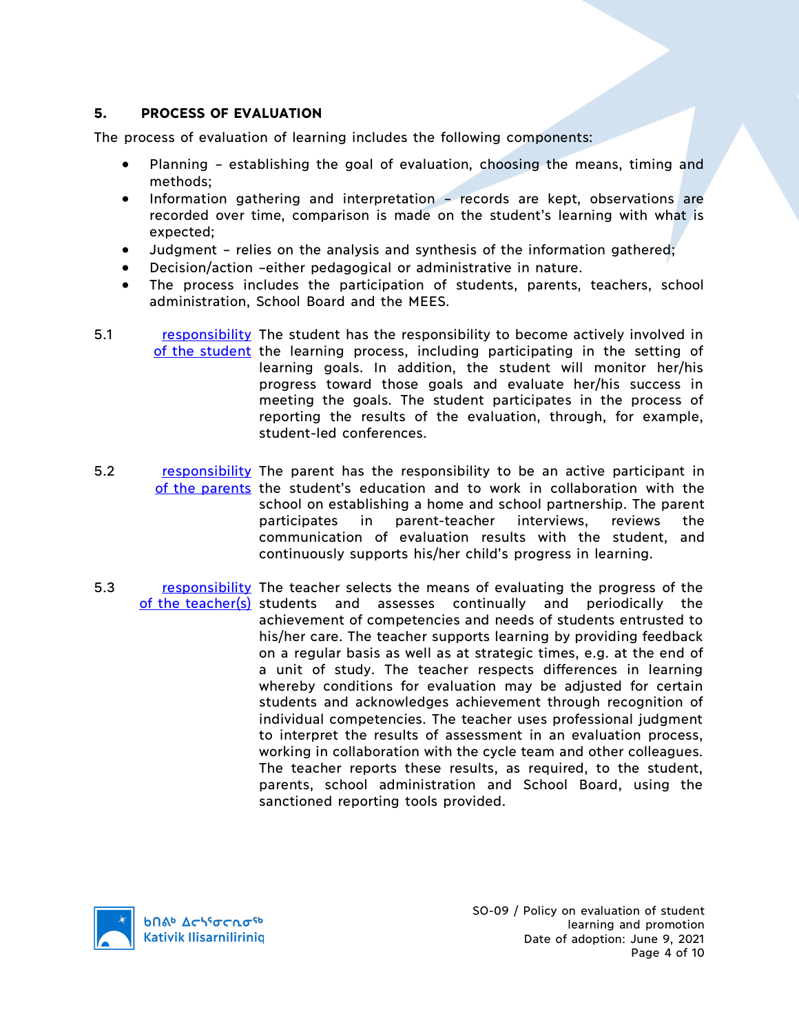## 5. PROCESS OF EVALUATION

The process of evaluation of learning includes the following components:

- Planning – establishing the goal of evaluation, choosing the means, timing and methods;
- Information gathering and interpretation – records are kept, observations are recorded over time, comparison is made on the student's learning with what is expected;
- Judgment – relies on the analysis and synthesis of the information gathered;
- Decision/action –either pedagogical or administrative in nature.
- The process includes the participation of students, parents, teachers, school administration, School Board and the MEES.

5.1 responsibility of the student — The student has the responsibility to become actively involved in the learning process, including participating in the setting of learning goals. In addition, the student will monitor her/his progress toward those goals and evaluate her/his success in meeting the goals. The student participates in the process of reporting the results of the evaluation, through, for example, student-led conferences.

5.2 responsibility of the parents — The parent has the responsibility to be an active participant in the student's education and to work in collaboration with the school on establishing a home and school partnership. The parent participates in parent-teacher interviews, reviews the communication of evaluation results with the student, and continuously supports his/her child's progress in learning.

5.3 responsibility of the teacher(s) — The teacher selects the means of evaluating the progress of the students and assesses continually and periodically the achievement of competencies and needs of students entrusted to his/her care. The teacher supports learning by providing feedback on a regular basis as well as at strategic times, e.g. at the end of a unit of study. The teacher respects differences in learning whereby conditions for evaluation may be adjusted for certain students and acknowledges achievement through recognition of individual competencies. The teacher uses professional judgment to interpret the results of assessment in an evaluation process, working in collaboration with the cycle team and other colleagues. The teacher reports these results, as required, to the student, parents, school administration and School Board, using the sanctioned reporting tools provided.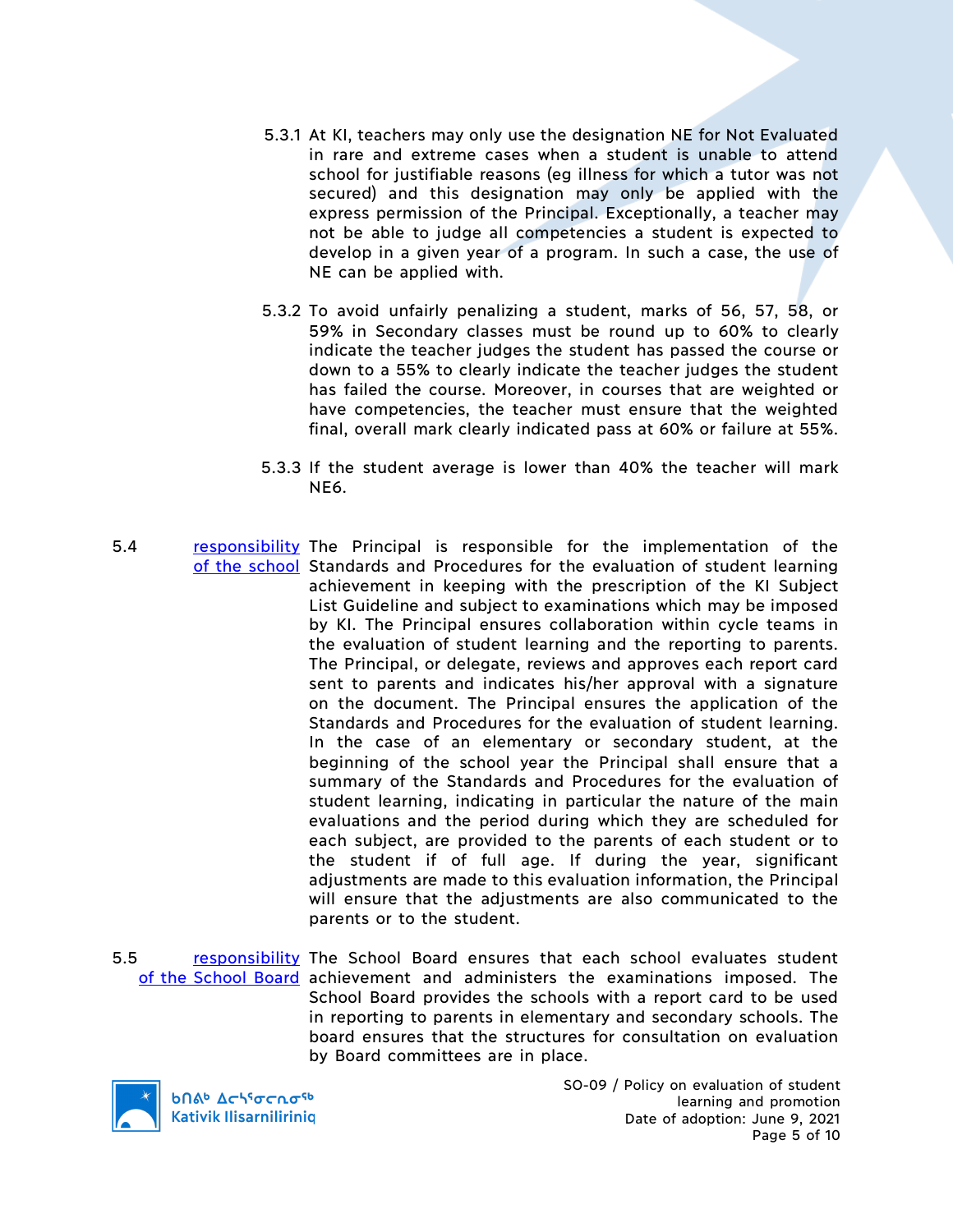5.3.1 At KI, teachers may only use the designation NE for Not Evaluated in rare and extreme cases when a student is unable to attend school for justifiable reasons (eg illness for which a tutor was not secured) and this designation may only be applied with the express permission of the Principal. Exceptionally, a teacher may not be able to judge all competencies a student is expected to develop in a given year of a program. In such a case, the use of NE can be applied with.

5.3.2 To avoid unfairly penalizing a student, marks of 56, 57, 58, or 59% in Secondary classes must be round up to 60% to clearly indicate the teacher judges the student has passed the course or down to a 55% to clearly indicate the teacher judges the student has failed the course. Moreover, in courses that are weighted or have competencies, the teacher must ensure that the weighted final, overall mark clearly indicated pass at 60% or failure at 55%.

5.3.3 If the student average is lower than 40% the teacher will mark NE6.

5.4 **responsibility of the school** The Principal is responsible for the implementation of the Standards and Procedures for the evaluation of student learning achievement in keeping with the prescription of the KI Subject List Guideline and subject to examinations which may be imposed by KI. The Principal ensures collaboration within cycle teams in the evaluation of student learning and the reporting to parents. The Principal, or delegate, reviews and approves each report card sent to parents and indicates his/her approval with a signature on the document. The Principal ensures the application of the Standards and Procedures for the evaluation of student learning. In the case of an elementary or secondary student, at the beginning of the school year the Principal shall ensure that a summary of the Standards and Procedures for the evaluation of student learning, indicating in particular the nature of the main evaluations and the period during which they are scheduled for each subject, are provided to the parents of each student or to the student if of full age. If during the year, significant adjustments are made to this evaluation information, the Principal will ensure that the adjustments are also communicated to the parents or to the student.

5.5 **responsibility of the School Board** The School Board ensures that each school evaluates student achievement and administers the examinations imposed. The School Board provides the schools with a report card to be used in reporting to parents in elementary and secondary schools. The board ensures that the structures for consultation on evaluation by Board committees are in place.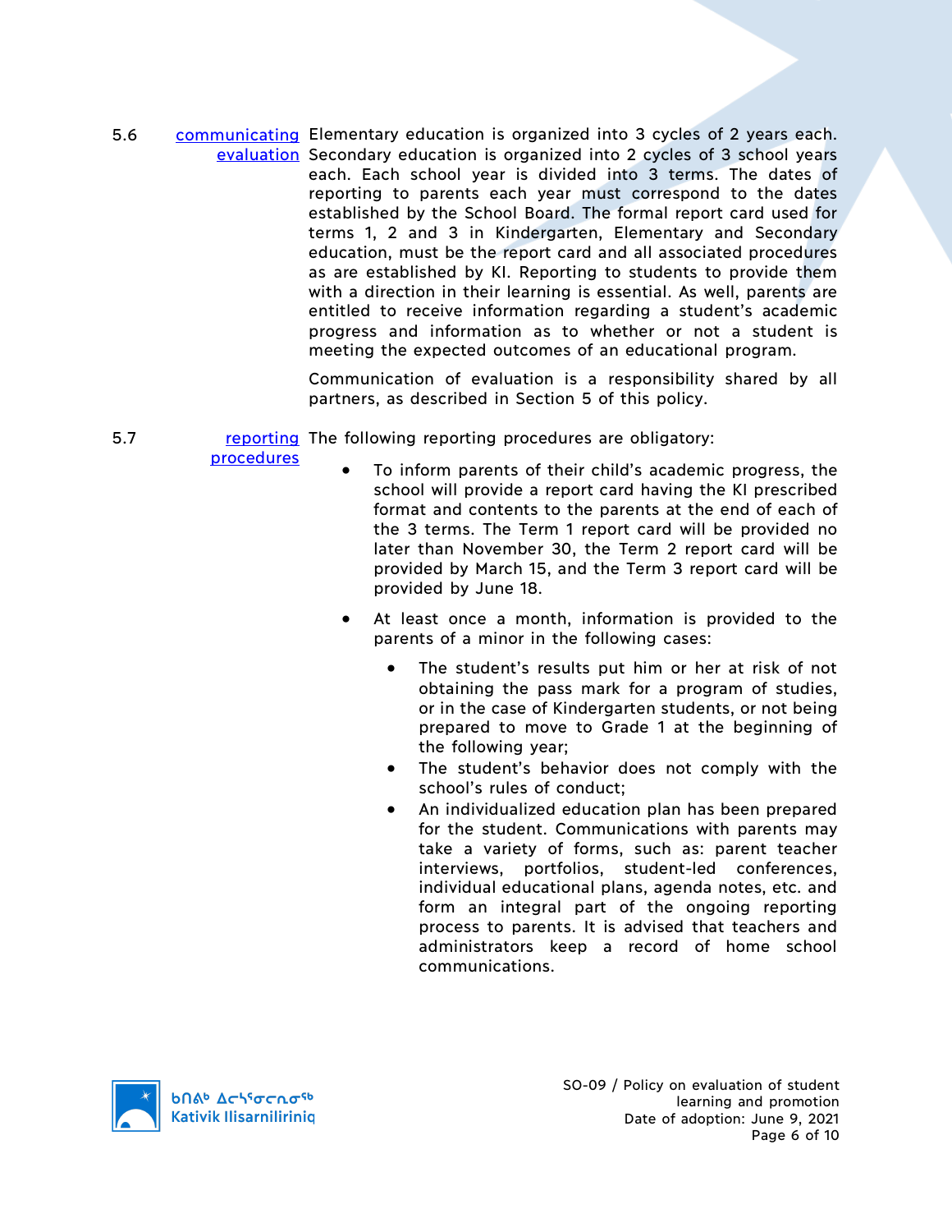5.6 [communicating evaluation] Elementary education is organized into 3 cycles of 2 years each. Secondary education is organized into 2 cycles of 3 school years each. Each school year is divided into 3 terms. The dates of reporting to parents each year must correspond to the dates established by the School Board. The formal report card used for terms 1, 2 and 3 in Kindergarten, Elementary and Secondary education, must be the report card and all associated procedures as are established by KI. Reporting to students to provide them with a direction in their learning is essential. As well, parents are entitled to receive information regarding a student's academic progress and information as to whether or not a student is meeting the expected outcomes of an educational program.

Communication of evaluation is a responsibility shared by all partners, as described in Section 5 of this policy.

5.7 [reporting procedures] The following reporting procedures are obligatory:

- To inform parents of their child's academic progress, the school will provide a report card having the KI prescribed format and contents to the parents at the end of each of the 3 terms. The Term 1 report card will be provided no later than November 30, the Term 2 report card will be provided by March 15, and the Term 3 report card will be provided by June 18.
- At least once a month, information is provided to the parents of a minor in the following cases:
  - The student's results put him or her at risk of not obtaining the pass mark for a program of studies, or in the case of Kindergarten students, or not being prepared to move to Grade 1 at the beginning of the following year;
  - The student's behavior does not comply with the school's rules of conduct;
  - An individualized education plan has been prepared for the student. Communications with parents may take a variety of forms, such as: parent teacher interviews, portfolios, student-led conferences, individual educational plans, agenda notes, etc. and form an integral part of the ongoing reporting process to parents. It is advised that teachers and administrators keep a record of home school communications.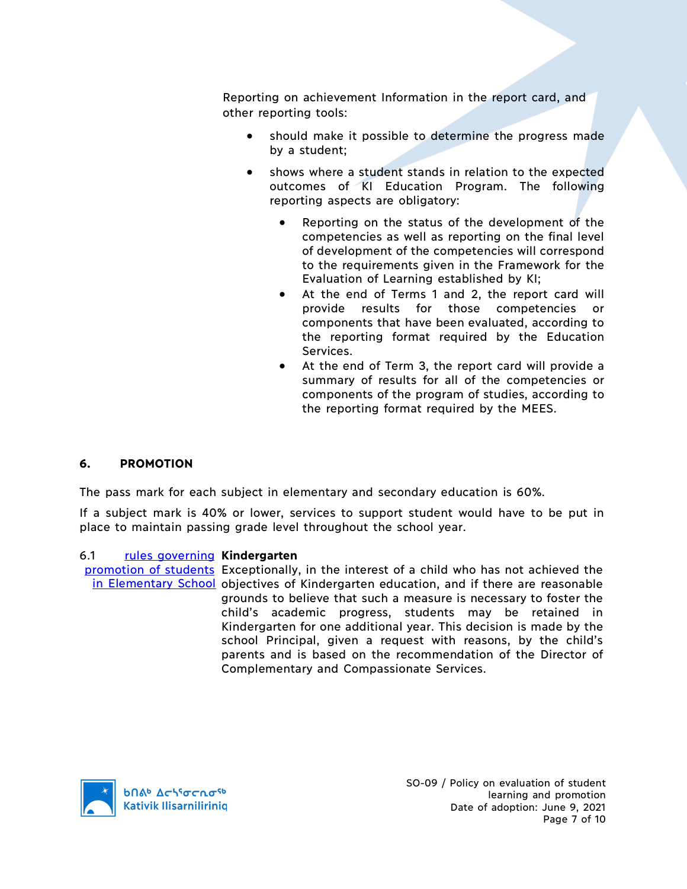Reporting on achievement Information in the report card, and other reporting tools:

- should make it possible to determine the progress made by a student;
- shows where a student stands in relation to the expected outcomes of KI Education Program. The following reporting aspects are obligatory:
  - Reporting on the status of the development of the competencies as well as reporting on the final level of development of the competencies will correspond to the requirements given in the Framework for the Evaluation of Learning established by KI;
  - At the end of Terms 1 and 2, the report card will provide results for those competencies or components that have been evaluated, according to the reporting format required by the Education Services.
  - At the end of Term 3, the report card will provide a summary of results for all of the competencies or components of the program of studies, according to the reporting format required by the MEES.

## 6. PROMOTION

The pass mark for each subject in elementary and secondary education is 60%.

If a subject mark is 40% or lower, services to support student would have to be put in place to maintain passing grade level throughout the school year.

### 6.1 rules governing promotion of students in Elementary School

**Kindergarten**

Exceptionally, in the interest of a child who has not achieved the objectives of Kindergarten education, and if there are reasonable grounds to believe that such a measure is necessary to foster the child's academic progress, students may be retained in Kindergarten for one additional year. This decision is made by the school Principal, given a request with reasons, by the child's parents and is based on the recommendation of the Director of Complementary and Compassionate Services.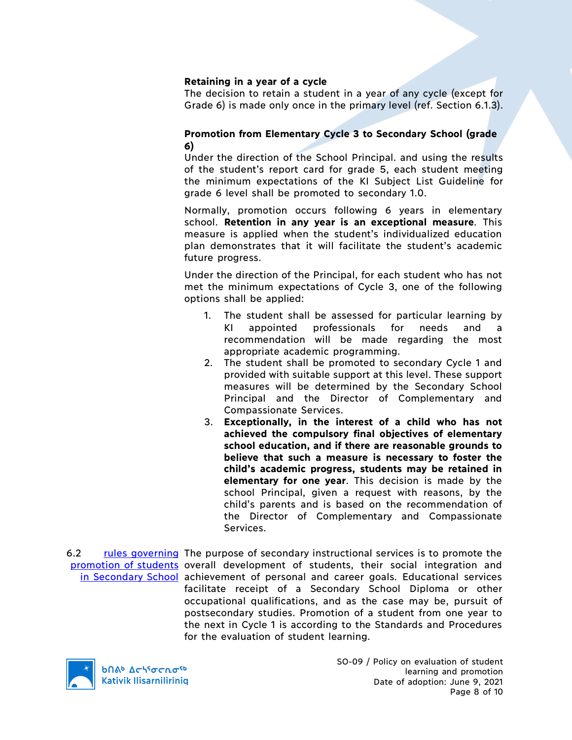**Retaining in a year of a cycle**
The decision to retain a student in a year of any cycle (except for Grade 6) is made only once in the primary level (ref. Section 6.1.3).

**Promotion from Elementary Cycle 3 to Secondary School (grade 6)**
Under the direction of the School Principal. and using the results of the student's report card for grade 5, each student meeting the minimum expectations of the KI Subject List Guideline for grade 6 level shall be promoted to secondary 1.0.

Normally, promotion occurs following 6 years in elementary school. **Retention in any year is an exceptional measure**. This measure is applied when the student's individualized education plan demonstrates that it will facilitate the student's academic future progress.

Under the direction of the Principal, for each student who has not met the minimum expectations of Cycle 3, one of the following options shall be applied:

1. The student shall be assessed for particular learning by KI appointed professionals for needs and a recommendation will be made regarding the most appropriate academic programming.
2. The student shall be promoted to secondary Cycle 1 and provided with suitable support at this level. These support measures will be determined by the Secondary School Principal and the Director of Complementary and Compassionate Services.
3. **Exceptionally, in the interest of a child who has not achieved the compulsory final objectives of elementary school education, and if there are reasonable grounds to believe that such a measure is necessary to foster the child's academic progress, students may be retained in elementary for one year**. This decision is made by the school Principal, given a request with reasons, by the child's parents and is based on the recommendation of the Director of Complementary and Compassionate Services.

6.2 rules governing promotion of students in Secondary School

The purpose of secondary instructional services is to promote the overall development of students, their social integration and achievement of personal and career goals. Educational services facilitate receipt of a Secondary School Diploma or other occupational qualifications, and as the case may be, pursuit of postsecondary studies. Promotion of a student from one year to the next in Cycle 1 is according to the Standards and Procedures for the evaluation of student learning.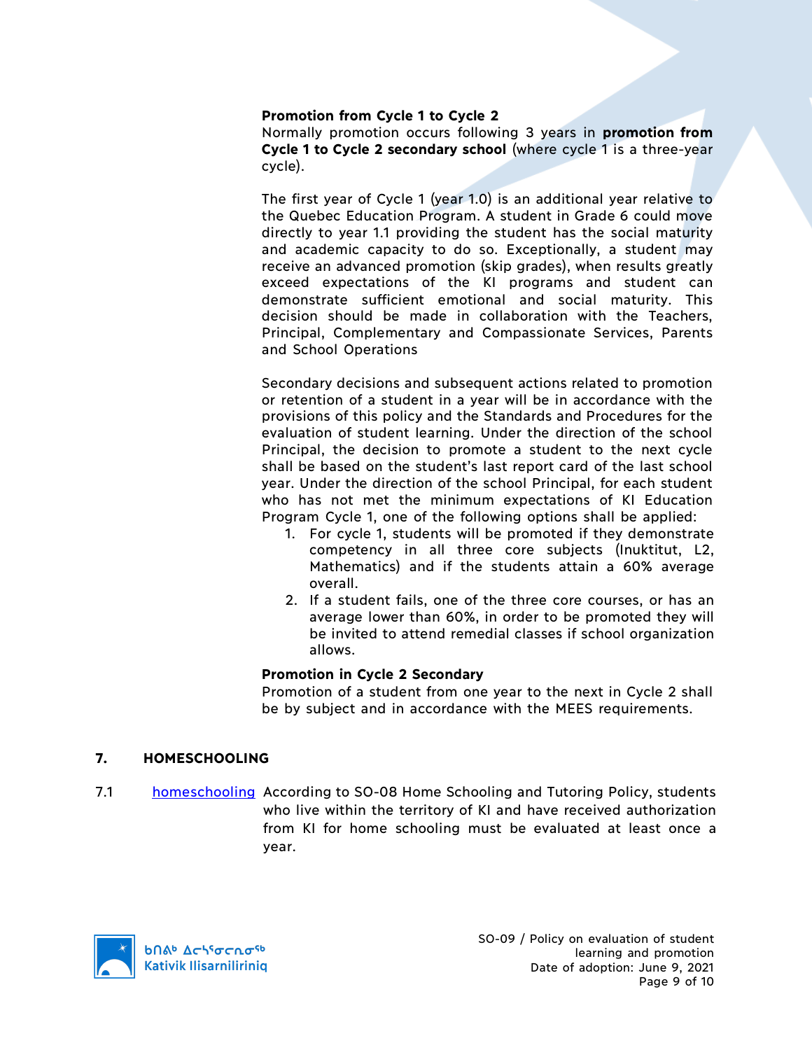**Promotion from Cycle 1 to Cycle 2**
Normally promotion occurs following 3 years in **promotion from Cycle 1 to Cycle 2 secondary school** (where cycle 1 is a three-year cycle).

The first year of Cycle 1 (year 1.0) is an additional year relative to the Quebec Education Program. A student in Grade 6 could move directly to year 1.1 providing the student has the social maturity and academic capacity to do so. Exceptionally, a student may receive an advanced promotion (skip grades), when results greatly exceed expectations of the KI programs and student can demonstrate sufficient emotional and social maturity. This decision should be made in collaboration with the Teachers, Principal, Complementary and Compassionate Services, Parents and School Operations

Secondary decisions and subsequent actions related to promotion or retention of a student in a year will be in accordance with the provisions of this policy and the Standards and Procedures for the evaluation of student learning. Under the direction of the school Principal, the decision to promote a student to the next cycle shall be based on the student's last report card of the last school year. Under the direction of the school Principal, for each student who has not met the minimum expectations of KI Education Program Cycle 1, one of the following options shall be applied:

1. For cycle 1, students will be promoted if they demonstrate competency in all three core subjects (Inuktitut, L2, Mathematics) and if the students attain a 60% average overall.
2. If a student fails, one of the three core courses, or has an average lower than 60%, in order to be promoted they will be invited to attend remedial classes if school organization allows.

**Promotion in Cycle 2 Secondary**
Promotion of a student from one year to the next in Cycle 2 shall be by subject and in accordance with the MEES requirements.

## 7. HOMESCHOOLING

7.1 homeschooling According to SO-08 Home Schooling and Tutoring Policy, students who live within the territory of KI and have received authorization from KI for home schooling must be evaluated at least once a year.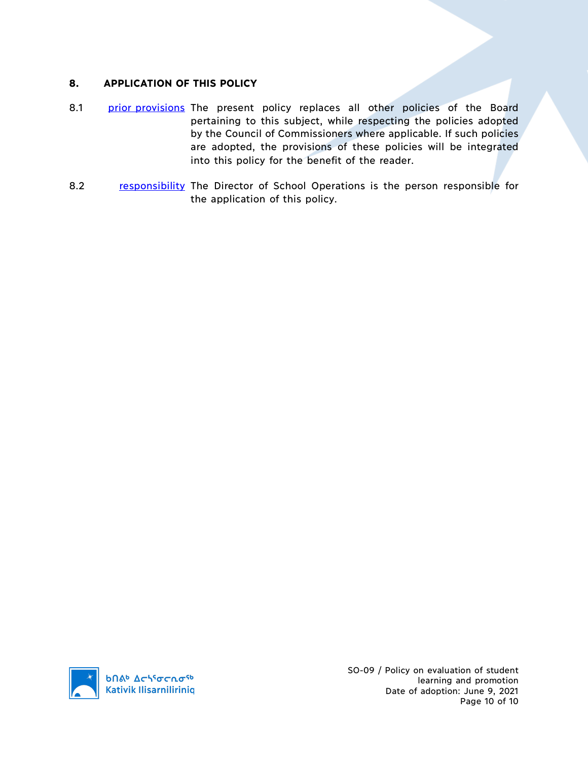## 8. APPLICATION OF THIS POLICY

8.1 prior provisions The present policy replaces all other policies of the Board pertaining to this subject, while respecting the policies adopted by the Council of Commissioners where applicable. If such policies are adopted, the provisions of these policies will be integrated into this policy for the benefit of the reader.

8.2 responsibility The Director of School Operations is the person responsible for the application of this policy.